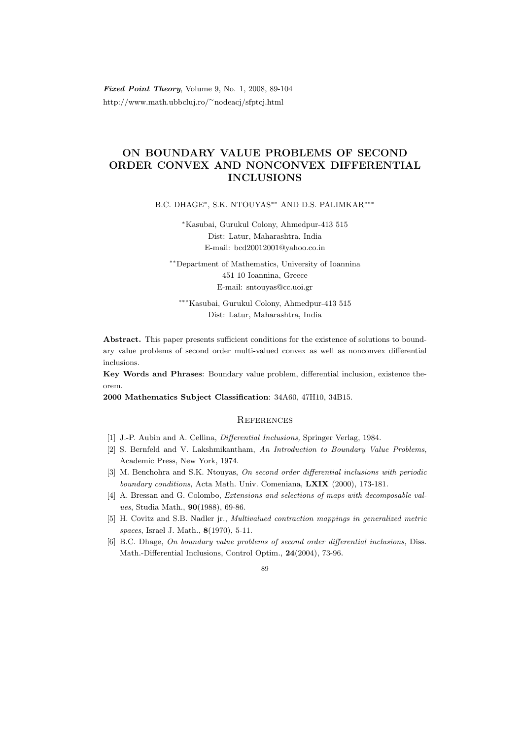# ON BOUNDARY VALUE PROBLEMS OF SECOND ORDER CONVEX AND NONCONVEX DIFFERENTIAL INCLUSIONS

B.C. DHAGE[*], S.K. NTOUYAS[**] AND D.S. PALIMKAR[***]

[*]Kasubai, Gurukul Colony, Ahmedpur-413 515
Dist: Latur, Maharashtra, India
E-mail: bcd20012001@yahoo.co.in

[**]Department of Mathematics, University of Ioannina
451 10 Ioannina, Greece
E-mail: sntouyas@cc.uoi.gr

[***]Kasubai, Gurukul Colony, Ahmedpur-413 515
Dist: Latur, Maharashtra, India

**Abstract.** This paper presents sufficient conditions for the existence of solutions to boundary value problems of second order multi-valued convex as well as nonconvex differential inclusions.

**Key Words and Phrases**: Boundary value problem, differential inclusion, existence theorem.

**2000 Mathematics Subject Classification**: 34A60, 47H10, 34B15.

## References

[1] J.-P. Aubin and A. Cellina, *Differential Inclusions,* Springer Verlag, 1984.

[2] S. Bernfeld and V. Lakshmikantham, *An Introduction to Boundary Value Problems*, Academic Press, New York, 1974.

[3] M. Benchohra and S.K. Ntouyas, *On second order differential inclusions with periodic boundary conditions,* Acta Math. Univ. Comeniana, **LXIX** (2000), 173-181.

[4] A. Bressan and G. Colombo, *Extensions and selections of maps with decomposable values*, Studia Math., **90**(1988), 69-86.

[5] H. Covitz and S.B. Nadler jr., *Multivalued contraction mappings in generalized metric spaces*, Israel J. Math., **8**(1970), 5-11.

[6] B.C. Dhage, *On boundary value problems of second order differential inclusions*, Diss. Math.-Differential Inclusions, Control Optim., **24**(2004), 73-96.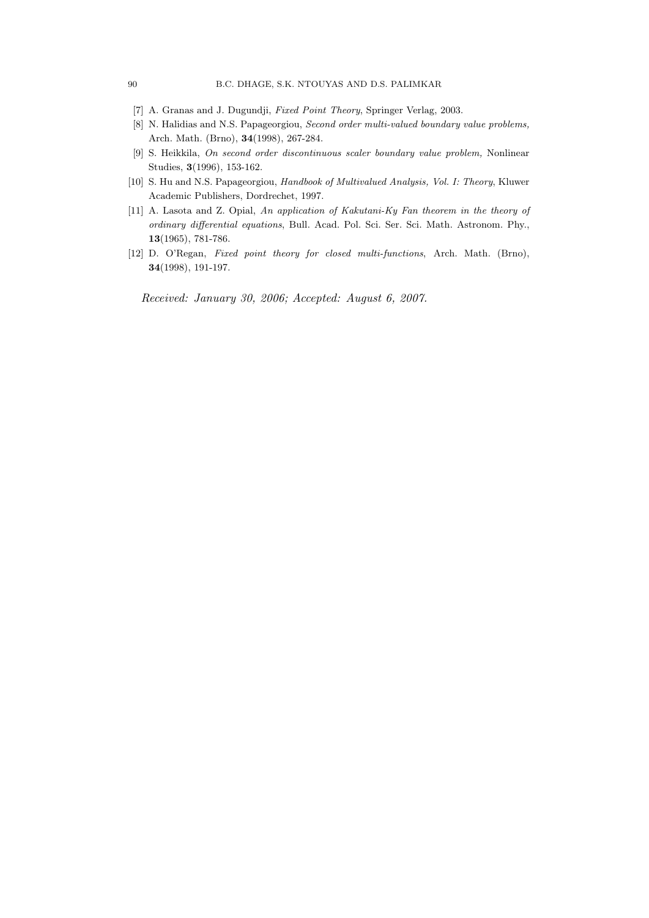[7] A. Granas and J. Dugundji, *Fixed Point Theory*, Springer Verlag, 2003.

[8] N. Halidias and N.S. Papageorgiou, *Second order multi-valued boundary value problems,* Arch. Math. (Brno), **34**(1998), 267-284.

[9] S. Heikkila, *On second order discontinuous scaler boundary value problem,* Nonlinear Studies, **3**(1996), 153-162.

[10] S. Hu and N.S. Papageorgiou, *Handbook of Multivalued Analysis, Vol. I: Theory*, Kluwer Academic Publishers, Dordrechet, 1997.

[11] A. Lasota and Z. Opial, *An application of Kakutani-Ky Fan theorem in the theory of ordinary differential equations*, Bull. Acad. Pol. Sci. Ser. Sci. Math. Astronom. Phy., **13**(1965), 781-786.

[12] D. O'Regan, *Fixed point theory for closed multi-functions*, Arch. Math. (Brno), **34**(1998), 191-197.

*Received: January 30, 2006; Accepted: August 6, 2007.*